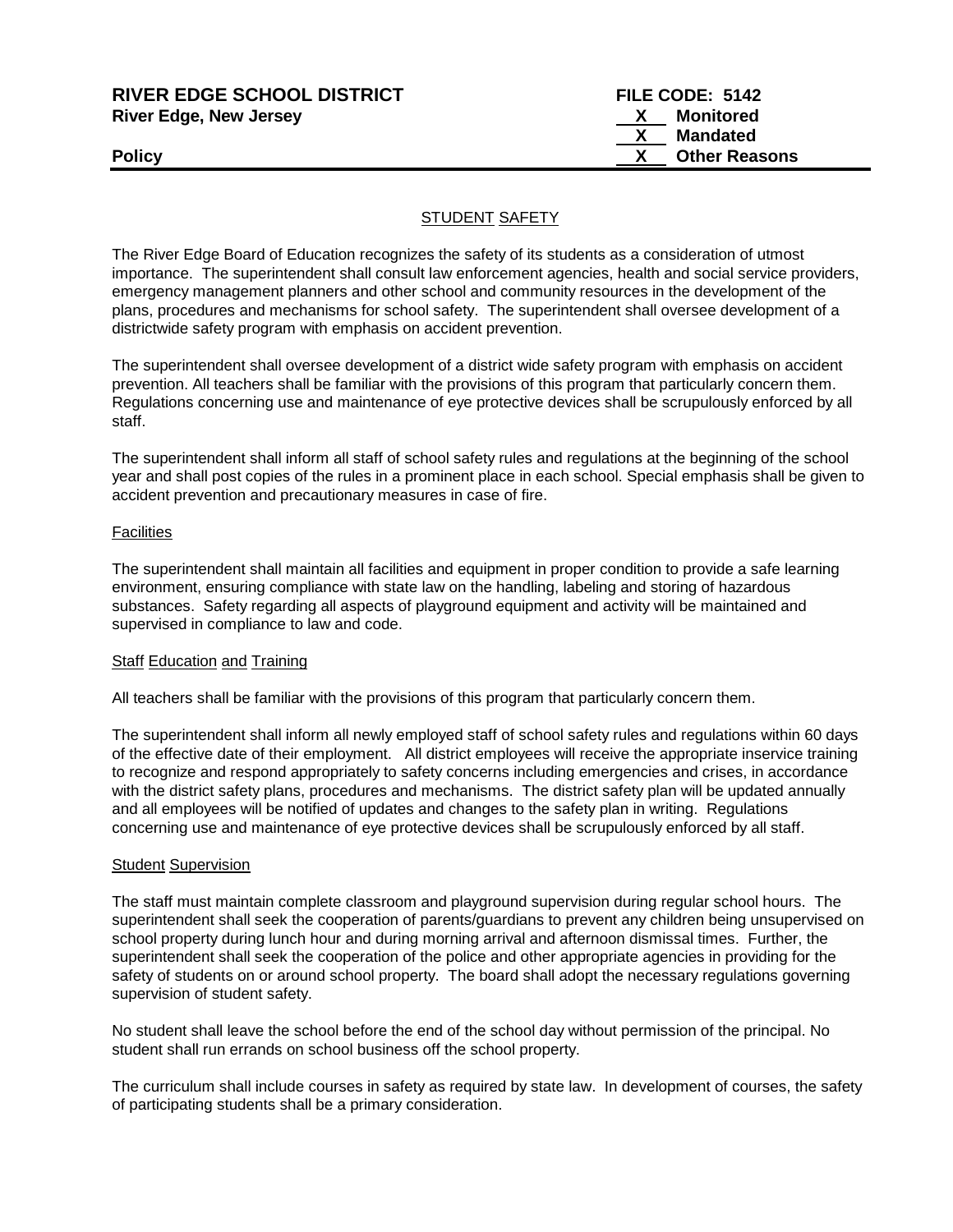**RIVER EDGE SCHOOL DISTRICT**
**River Edge, New Jersey**

**Policy**

**FILE CODE: 5142**
**X Monitored**
**X Mandated**
**X Other Reasons**

## STUDENT SAFETY

The River Edge Board of Education recognizes the safety of its students as a consideration of utmost importance. The superintendent shall consult law enforcement agencies, health and social service providers, emergency management planners and other school and community resources in the development of the plans, procedures and mechanisms for school safety. The superintendent shall oversee development of a districtwide safety program with emphasis on accident prevention.

The superintendent shall oversee development of a district wide safety program with emphasis on accident prevention. All teachers shall be familiar with the provisions of this program that particularly concern them. Regulations concerning use and maintenance of eye protective devices shall be scrupulously enforced by all staff.

The superintendent shall inform all staff of school safety rules and regulations at the beginning of the school year and shall post copies of the rules in a prominent place in each school. Special emphasis shall be given to accident prevention and precautionary measures in case of fire.

### Facilities

The superintendent shall maintain all facilities and equipment in proper condition to provide a safe learning environment, ensuring compliance with state law on the handling, labeling and storing of hazardous substances. Safety regarding all aspects of playground equipment and activity will be maintained and supervised in compliance to law and code.

### Staff Education and Training

All teachers shall be familiar with the provisions of this program that particularly concern them.

The superintendent shall inform all newly employed staff of school safety rules and regulations within 60 days of the effective date of their employment. All district employees will receive the appropriate inservice training to recognize and respond appropriately to safety concerns including emergencies and crises, in accordance with the district safety plans, procedures and mechanisms. The district safety plan will be updated annually and all employees will be notified of updates and changes to the safety plan in writing. Regulations concerning use and maintenance of eye protective devices shall be scrupulously enforced by all staff.

### Student Supervision

The staff must maintain complete classroom and playground supervision during regular school hours. The superintendent shall seek the cooperation of parents/guardians to prevent any children being unsupervised on school property during lunch hour and during morning arrival and afternoon dismissal times. Further, the superintendent shall seek the cooperation of the police and other appropriate agencies in providing for the safety of students on or around school property. The board shall adopt the necessary regulations governing supervision of student safety.

No student shall leave the school before the end of the school day without permission of the principal. No student shall run errands on school business off the school property.

The curriculum shall include courses in safety as required by state law. In development of courses, the safety of participating students shall be a primary consideration.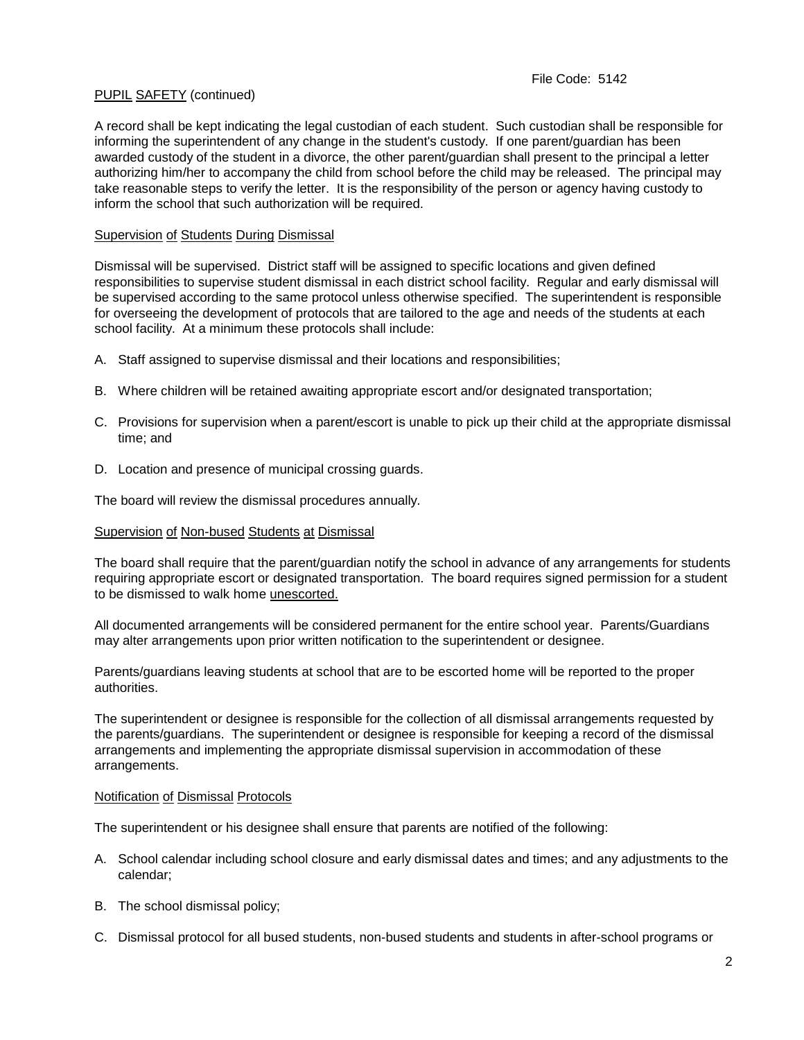PUPIL SAFETY (continued)

A record shall be kept indicating the legal custodian of each student. Such custodian shall be responsible for informing the superintendent of any change in the student's custody. If one parent/guardian has been awarded custody of the student in a divorce, the other parent/guardian shall present to the principal a letter authorizing him/her to accompany the child from school before the child may be released. The principal may take reasonable steps to verify the letter. It is the responsibility of the person or agency having custody to inform the school that such authorization will be required.

Supervision of Students During Dismissal

Dismissal will be supervised. District staff will be assigned to specific locations and given defined responsibilities to supervise student dismissal in each district school facility. Regular and early dismissal will be supervised according to the same protocol unless otherwise specified. The superintendent is responsible for overseeing the development of protocols that are tailored to the age and needs of the students at each school facility. At a minimum these protocols shall include:

A. Staff assigned to supervise dismissal and their locations and responsibilities;

B. Where children will be retained awaiting appropriate escort and/or designated transportation;

C. Provisions for supervision when a parent/escort is unable to pick up their child at the appropriate dismissal time; and

D. Location and presence of municipal crossing guards.

The board will review the dismissal procedures annually.

Supervision of Non-bused Students at Dismissal

The board shall require that the parent/guardian notify the school in advance of any arrangements for students requiring appropriate escort or designated transportation. The board requires signed permission for a student to be dismissed to walk home unescorted.

All documented arrangements will be considered permanent for the entire school year. Parents/Guardians may alter arrangements upon prior written notification to the superintendent or designee.

Parents/guardians leaving students at school that are to be escorted home will be reported to the proper authorities.

The superintendent or designee is responsible for the collection of all dismissal arrangements requested by the parents/guardians. The superintendent or designee is responsible for keeping a record of the dismissal arrangements and implementing the appropriate dismissal supervision in accommodation of these arrangements.

Notification of Dismissal Protocols

The superintendent or his designee shall ensure that parents are notified of the following:

A. School calendar including school closure and early dismissal dates and times; and any adjustments to the calendar;

B. The school dismissal policy;

C. Dismissal protocol for all bused students, non-bused students and students in after-school programs or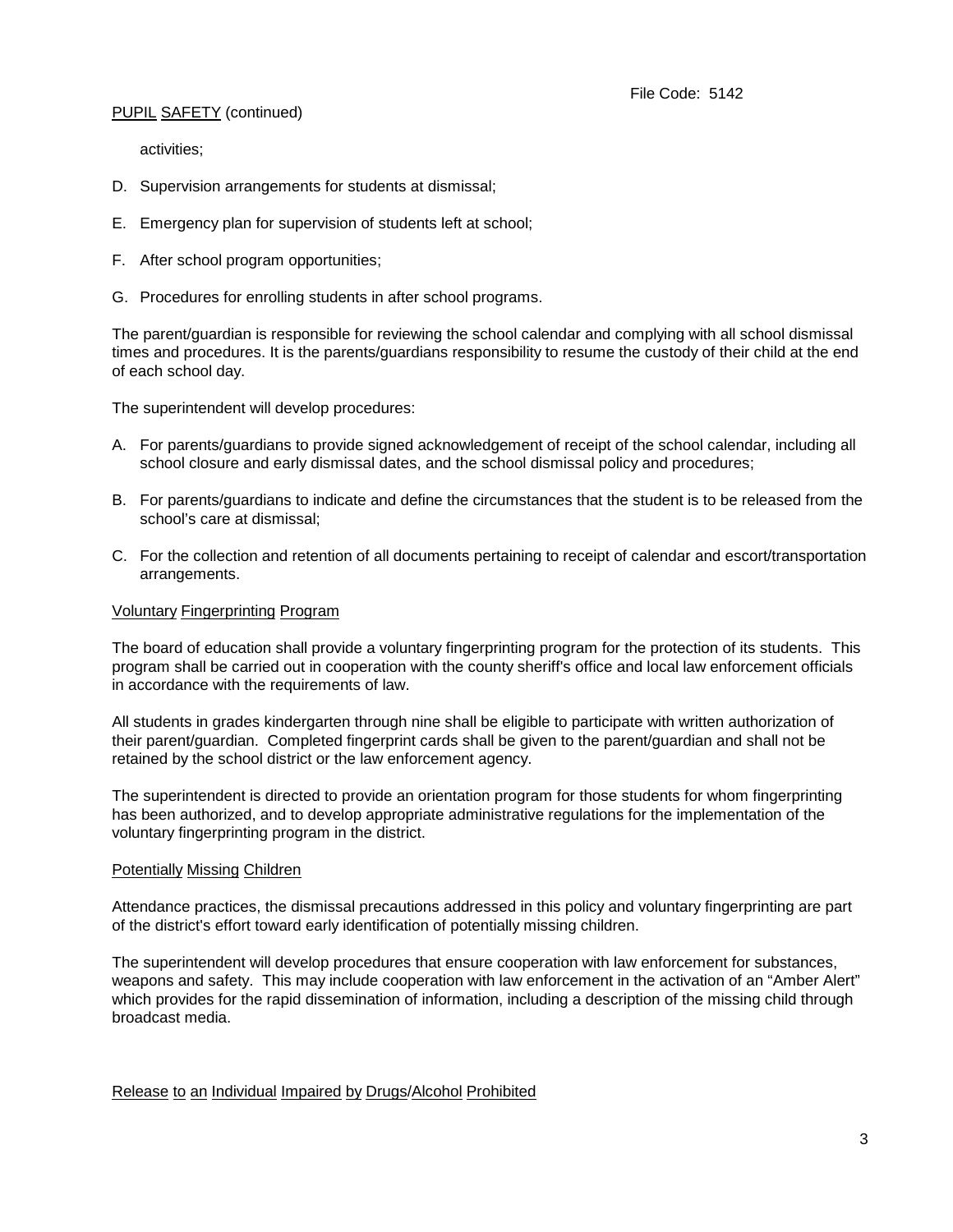activities;

D. Supervision arrangements for students at dismissal;

E. Emergency plan for supervision of students left at school;

F. After school program opportunities;

G. Procedures for enrolling students in after school programs.

The parent/guardian is responsible for reviewing the school calendar and complying with all school dismissal times and procedures. It is the parents/guardians responsibility to resume the custody of their child at the end of each school day.

The superintendent will develop procedures:

A. For parents/guardians to provide signed acknowledgement of receipt of the school calendar, including all school closure and early dismissal dates, and the school dismissal policy and procedures;

B. For parents/guardians to indicate and define the circumstances that the student is to be released from the school's care at dismissal;

C. For the collection and retention of all documents pertaining to receipt of calendar and escort/transportation arrangements.

## Voluntary Fingerprinting Program

The board of education shall provide a voluntary fingerprinting program for the protection of its students. This program shall be carried out in cooperation with the county sheriff's office and local law enforcement officials in accordance with the requirements of law.

All students in grades kindergarten through nine shall be eligible to participate with written authorization of their parent/guardian. Completed fingerprint cards shall be given to the parent/guardian and shall not be retained by the school district or the law enforcement agency.

The superintendent is directed to provide an orientation program for those students for whom fingerprinting has been authorized, and to develop appropriate administrative regulations for the implementation of the voluntary fingerprinting program in the district.

## Potentially Missing Children

Attendance practices, the dismissal precautions addressed in this policy and voluntary fingerprinting are part of the district's effort toward early identification of potentially missing children.

The superintendent will develop procedures that ensure cooperation with law enforcement for substances, weapons and safety. This may include cooperation with law enforcement in the activation of an "Amber Alert" which provides for the rapid dissemination of information, including a description of the missing child through broadcast media.

## Release to an Individual Impaired by Drugs/Alcohol Prohibited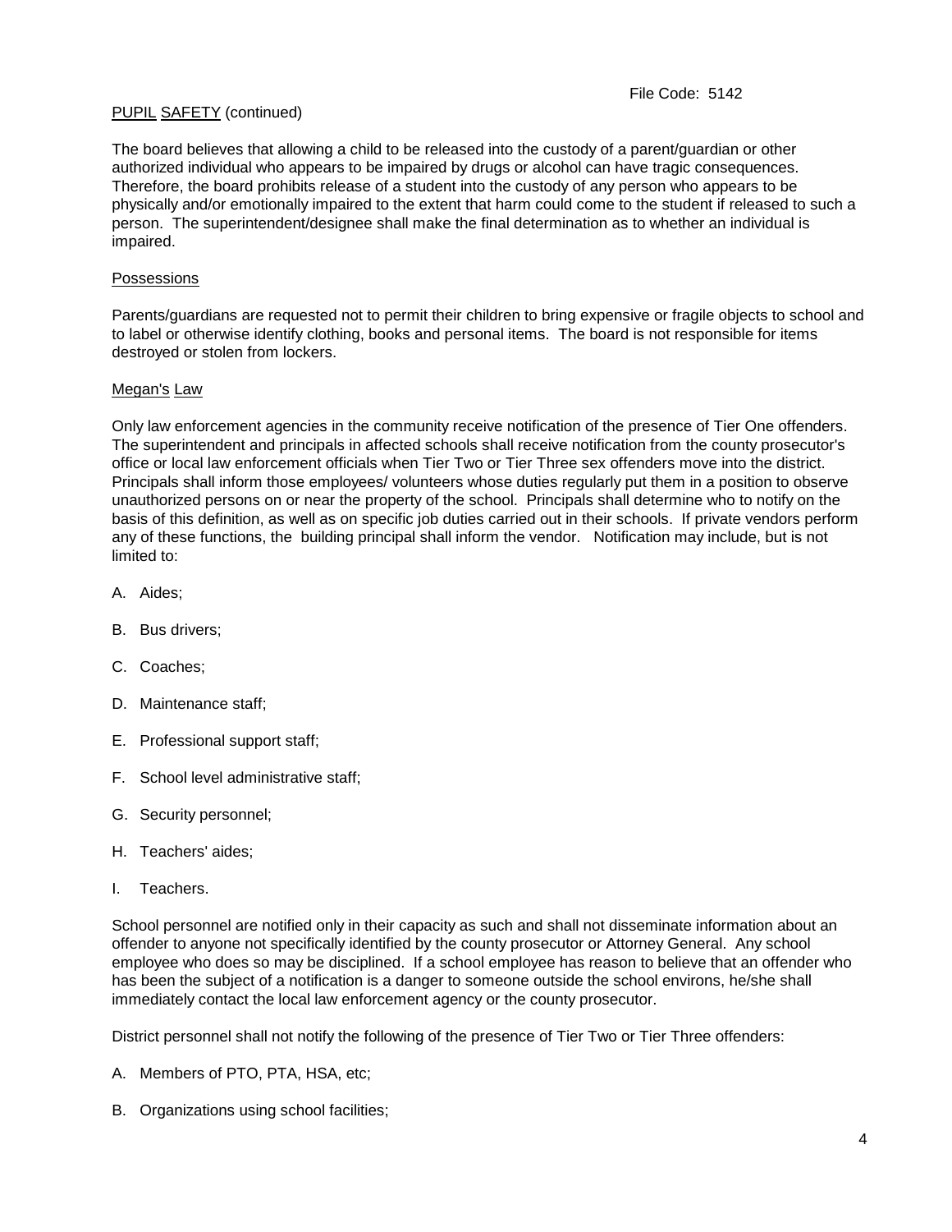PUPIL SAFETY (continued)

The board believes that allowing a child to be released into the custody of a parent/guardian or other authorized individual who appears to be impaired by drugs or alcohol can have tragic consequences. Therefore, the board prohibits release of a student into the custody of any person who appears to be physically and/or emotionally impaired to the extent that harm could come to the student if released to such a person. The superintendent/designee shall make the final determination as to whether an individual is impaired.

Possessions

Parents/guardians are requested not to permit their children to bring expensive or fragile objects to school and to label or otherwise identify clothing, books and personal items. The board is not responsible for items destroyed or stolen from lockers.

Megan's Law

Only law enforcement agencies in the community receive notification of the presence of Tier One offenders. The superintendent and principals in affected schools shall receive notification from the county prosecutor's office or local law enforcement officials when Tier Two or Tier Three sex offenders move into the district. Principals shall inform those employees/ volunteers whose duties regularly put them in a position to observe unauthorized persons on or near the property of the school. Principals shall determine who to notify on the basis of this definition, as well as on specific job duties carried out in their schools. If private vendors perform any of these functions, the building principal shall inform the vendor. Notification may include, but is not limited to:

A. Aides;

B. Bus drivers;

C. Coaches;

D. Maintenance staff;

E. Professional support staff;

F. School level administrative staff;

G. Security personnel;

H. Teachers' aides;

I. Teachers.

School personnel are notified only in their capacity as such and shall not disseminate information about an offender to anyone not specifically identified by the county prosecutor or Attorney General. Any school employee who does so may be disciplined. If a school employee has reason to believe that an offender who has been the subject of a notification is a danger to someone outside the school environs, he/she shall immediately contact the local law enforcement agency or the county prosecutor.

District personnel shall not notify the following of the presence of Tier Two or Tier Three offenders:

A. Members of PTO, PTA, HSA, etc;

B. Organizations using school facilities;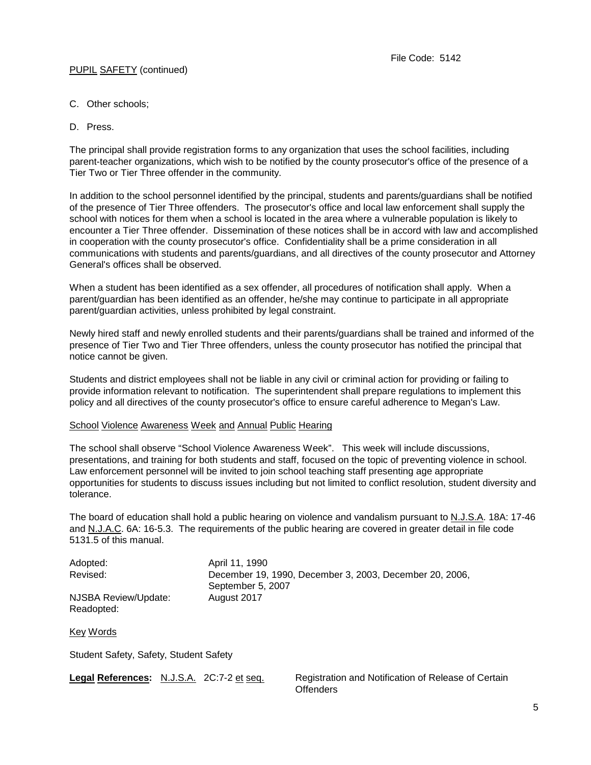C. Other schools;

D. Press.

The principal shall provide registration forms to any organization that uses the school facilities, including parent-teacher organizations, which wish to be notified by the county prosecutor's office of the presence of a Tier Two or Tier Three offender in the community.

In addition to the school personnel identified by the principal, students and parents/guardians shall be notified of the presence of Tier Three offenders. The prosecutor's office and local law enforcement shall supply the school with notices for them when a school is located in the area where a vulnerable population is likely to encounter a Tier Three offender. Dissemination of these notices shall be in accord with law and accomplished in cooperation with the county prosecutor's office. Confidentiality shall be a prime consideration in all communications with students and parents/guardians, and all directives of the county prosecutor and Attorney General's offices shall be observed.

When a student has been identified as a sex offender, all procedures of notification shall apply. When a parent/guardian has been identified as an offender, he/she may continue to participate in all appropriate parent/guardian activities, unless prohibited by legal constraint.

Newly hired staff and newly enrolled students and their parents/guardians shall be trained and informed of the presence of Tier Two and Tier Three offenders, unless the county prosecutor has notified the principal that notice cannot be given.

Students and district employees shall not be liable in any civil or criminal action for providing or failing to provide information relevant to notification. The superintendent shall prepare regulations to implement this policy and all directives of the county prosecutor's office to ensure careful adherence to Megan's Law.

School Violence Awareness Week and Annual Public Hearing

The school shall observe "School Violence Awareness Week". This week will include discussions, presentations, and training for both students and staff, focused on the topic of preventing violence in school. Law enforcement personnel will be invited to join school teaching staff presenting age appropriate opportunities for students to discuss issues including but not limited to conflict resolution, student diversity and tolerance.

The board of education shall hold a public hearing on violence and vandalism pursuant to N.J.S.A. 18A: 17-46 and N.J.A.C. 6A: 16-5.3. The requirements of the public hearing are covered in greater detail in file code 5131.5 of this manual.

Adopted: April 11, 1990
Revised: December 19, 1990, December 3, 2003, December 20, 2006, September 5, 2007
NJSBA Review/Update: August 2017
Readopted:

Key Words

Student Safety, Safety, Student Safety

**Legal References:** N.J.S.A. 2C:7-2 et seq. Registration and Notification of Release of Certain Offenders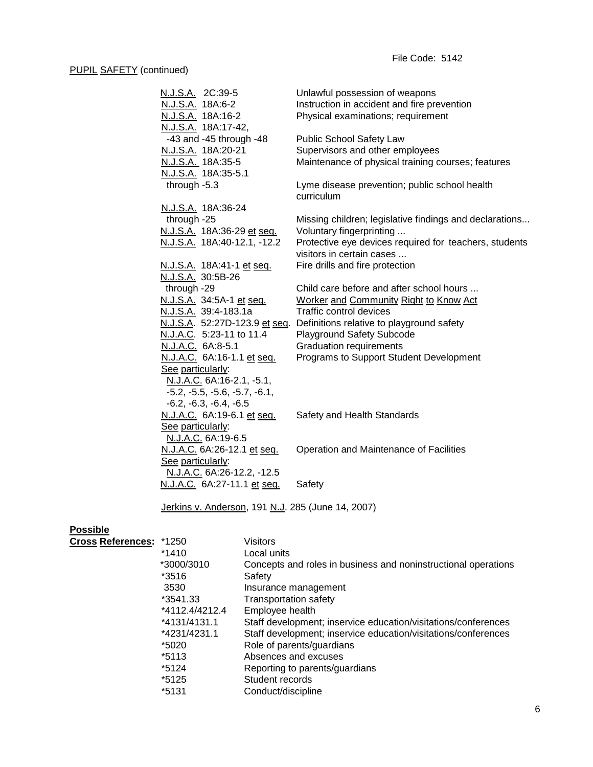File Code: 5142

PUPIL SAFETY (continued)

| | |
|---|---|
| N.J.S.A. 2C:39-5 | Unlawful possession of weapons |
| N.J.S.A. 18A:6-2 | Instruction in accident and fire prevention |
| N.J.S.A. 18A:16-2 | Physical examinations; requirement |
| N.J.S.A. 18A:17-42, -43 and -45 through -48 | Public School Safety Law |
| N.J.S.A. 18A:20-21 | Supervisors and other employees |
| N.J.S.A. 18A:35-5 | Maintenance of physical training courses; features |
| N.J.S.A. 18A:35-5.1 through -5.3 | Lyme disease prevention; public school health curriculum |
| N.J.S.A. 18A:36-24 through -25 | Missing children; legislative findings and declarations... |
| N.J.S.A. 18A:36-29 et seq. | Voluntary fingerprinting ... |
| N.J.S.A. 18A:40-12.1, -12.2 | Protective eye devices required for teachers, students visitors in certain cases ... |
| N.J.S.A. 18A:41-1 et seq. | Fire drills and fire protection |
| N.J.S.A. 30:5B-26 through -29 | Child care before and after school hours ... |
| N.J.S.A. 34:5A-1 et seq. | Worker and Community Right to Know Act |
| N.J.S.A. 39:4-183.1a | Traffic control devices |
| N.J.S.A. 52:27D-123.9 et seq. | Definitions relative to playground safety |
| N.J.A.C. 5:23-11 to 11.4 | Playground Safety Subcode |
| N.J.A.C. 6A:8-5.1 | Graduation requirements |
| N.J.A.C. 6A:16-1.1 et seq. See particularly: N.J.A.C. 6A:16-2.1, -5.1, -5.2, -5.5, -5.6, -5.7, -6.1, -6.2, -6.3, -6.4, -6.5 | Programs to Support Student Development |
| N.J.A.C. 6A:19-6.1 et seq. See particularly: N.J.A.C. 6A:19-6.5 | Safety and Health Standards |
| N.J.A.C. 6A:26-12.1 et seq. See particularly: N.J.A.C. 6A:26-12.2, -12.5 | Operation and Maintenance of Facilities |
| N.J.A.C. 6A:27-11.1 et seq. | Safety |

Jerkins v. Anderson, 191 N.J. 285 (June 14, 2007)

**Possible Cross References:**

| | |
|---|---|
| *1250 | Visitors |
| *1410 | Local units |
| *3000/3010 | Concepts and roles in business and noninstructional operations |
| *3516 | Safety |
| 3530 | Insurance management |
| *3541.33 | Transportation safety |
| *4112.4/4212.4 | Employee health |
| *4131/4131.1 | Staff development; inservice education/visitations/conferences |
| *4231/4231.1 | Staff development; inservice education/visitations/conferences |
| *5020 | Role of parents/guardians |
| *5113 | Absences and excuses |
| *5124 | Reporting to parents/guardians |
| *5125 | Student records |
| *5131 | Conduct/discipline |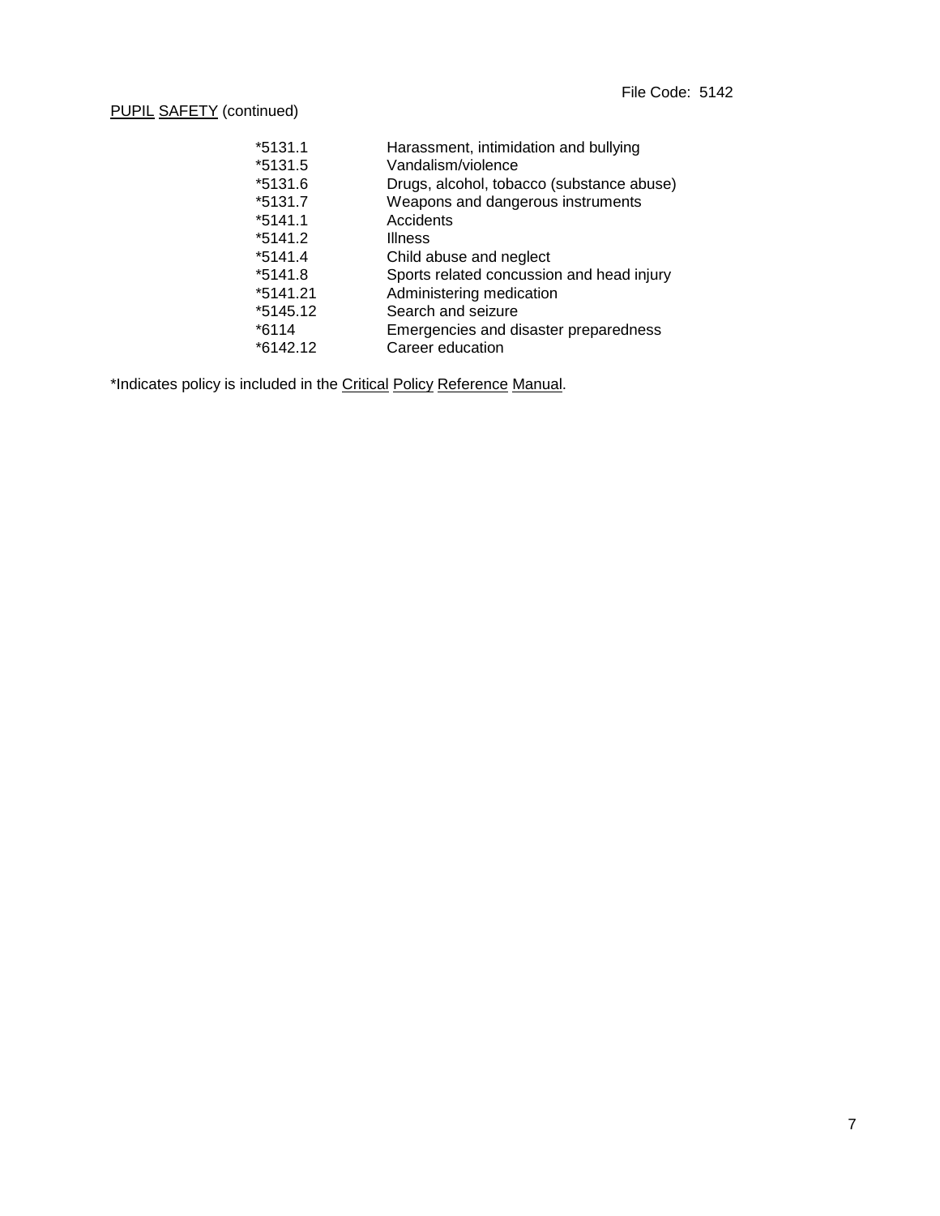PUPIL SAFETY (continued)

| | |
|---|---|
| *5131.1 | Harassment, intimidation and bullying |
| *5131.5 | Vandalism/violence |
| *5131.6 | Drugs, alcohol, tobacco (substance abuse) |
| *5131.7 | Weapons and dangerous instruments |
| *5141.1 | Accidents |
| *5141.2 | Illness |
| *5141.4 | Child abuse and neglect |
| *5141.8 | Sports related concussion and head injury |
| *5141.21 | Administering medication |
| *5145.12 | Search and seizure |
| *6114 | Emergencies and disaster preparedness |
| *6142.12 | Career education |

*Indicates policy is included in the Critical Policy Reference Manual.